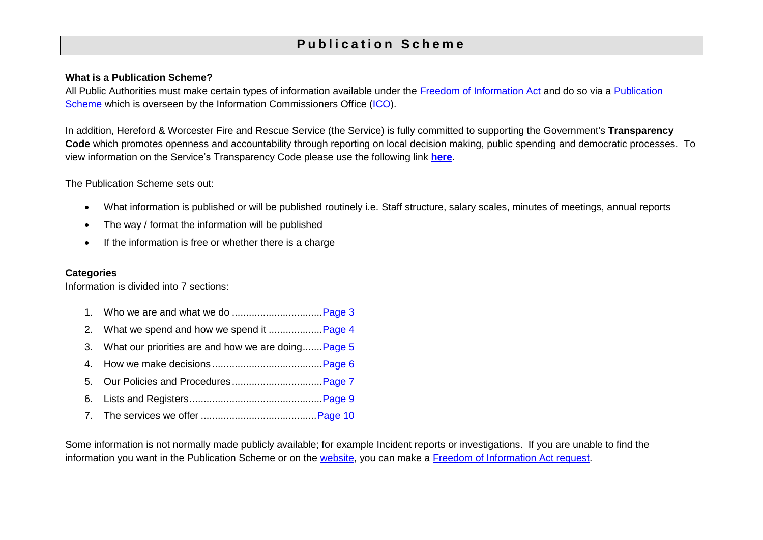# Publication Scheme

**What is a Publication Scheme?**

All Public Authorities must make certain types of information available under the Freedom of Information Act and do so via a Publication Scheme which is overseen by the Information Commissioners Office (ICO).

In addition, Hereford & Worcester Fire and Rescue Service (the Service) is fully committed to supporting the Government's **Transparency Code** which promotes openness and accountability through reporting on local decision making, public spending and democratic processes. To view information on the Service's Transparency Code please use the following link **here**.

The Publication Scheme sets out:

- What information is published or will be published routinely i.e. Staff structure, salary scales, minutes of meetings, annual reports
- The way / format the information will be published
- If the information is free or whether there is a charge

**Categories**

Information is divided into 7 sections:

1. Who we are and what we do ................................Page 3
2. What we spend and how we spend it ...................Page 4
3. What our priorities are and how we are doing.......Page 5
4. How we make decisions.......................................Page 6
5. Our Policies and Procedures................................Page 7
6. Lists and Registers...............................................Page 9
7. The services we offer .........................................Page 10

Some information is not normally made publicly available; for example Incident reports or investigations. If you are unable to find the information you want in the Publication Scheme or on the website, you can make a Freedom of Information Act request.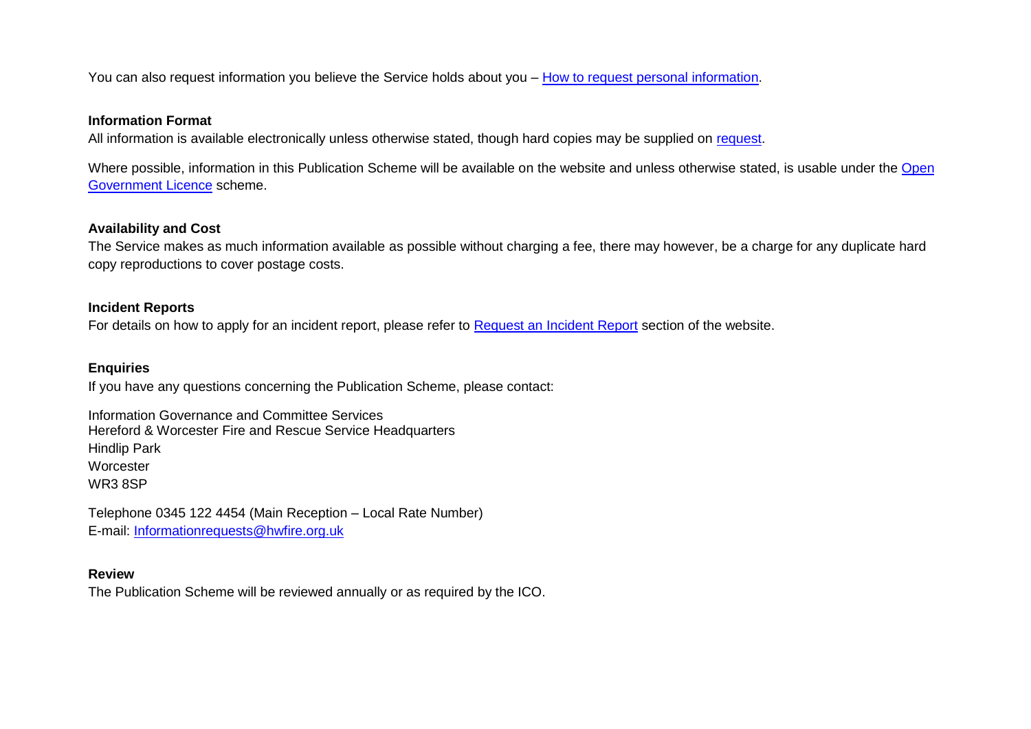You can also request information you believe the Service holds about you – How to request personal information.

**Information Format**

All information is available electronically unless otherwise stated, though hard copies may be supplied on request.

Where possible, information in this Publication Scheme will be available on the website and unless otherwise stated, is usable under the Open Government Licence scheme.

**Availability and Cost**

The Service makes as much information available as possible without charging a fee, there may however, be a charge for any duplicate hard copy reproductions to cover postage costs.

**Incident Reports**

For details on how to apply for an incident report, please refer to Request an Incident Report section of the website.

**Enquiries**

If you have any questions concerning the Publication Scheme, please contact:

Information Governance and Committee Services
Hereford & Worcester Fire and Rescue Service Headquarters
Hindlip Park
Worcester
WR3 8SP

Telephone 0345 122 4454 (Main Reception – Local Rate Number)
E-mail: Informationrequests@hwfire.org.uk

**Review**

The Publication Scheme will be reviewed annually or as required by the ICO.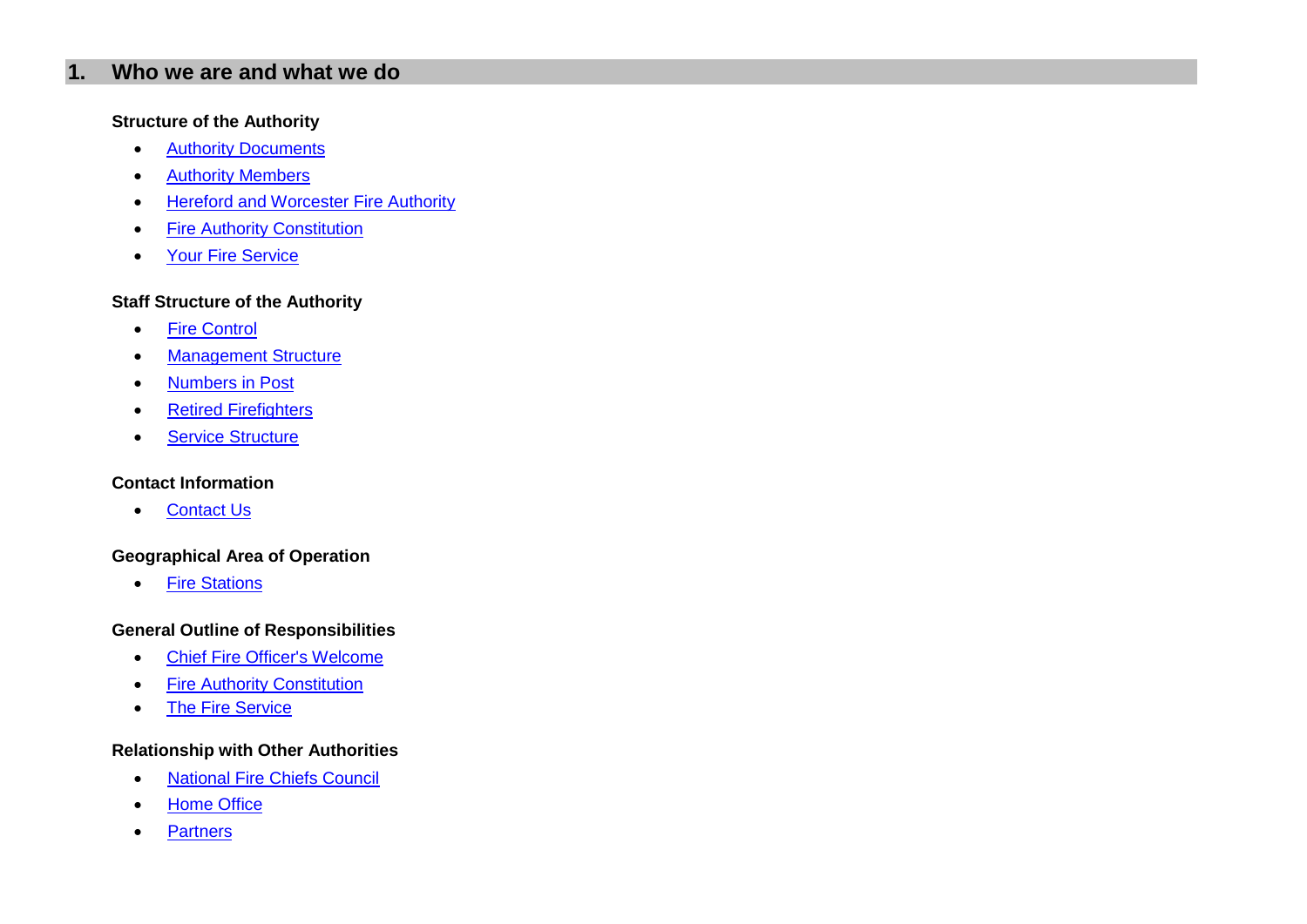## 1. Who we are and what we do

**Structure of the Authority**

- Authority Documents
- Authority Members
- Hereford and Worcester Fire Authority
- Fire Authority Constitution
- Your Fire Service

**Staff Structure of the Authority**

- Fire Control
- Management Structure
- Numbers in Post
- Retired Firefighters
- Service Structure

**Contact Information**

- Contact Us

**Geographical Area of Operation**

- Fire Stations

**General Outline of Responsibilities**

- Chief Fire Officer's Welcome
- Fire Authority Constitution
- The Fire Service

**Relationship with Other Authorities**

- National Fire Chiefs Council
- Home Office
- Partners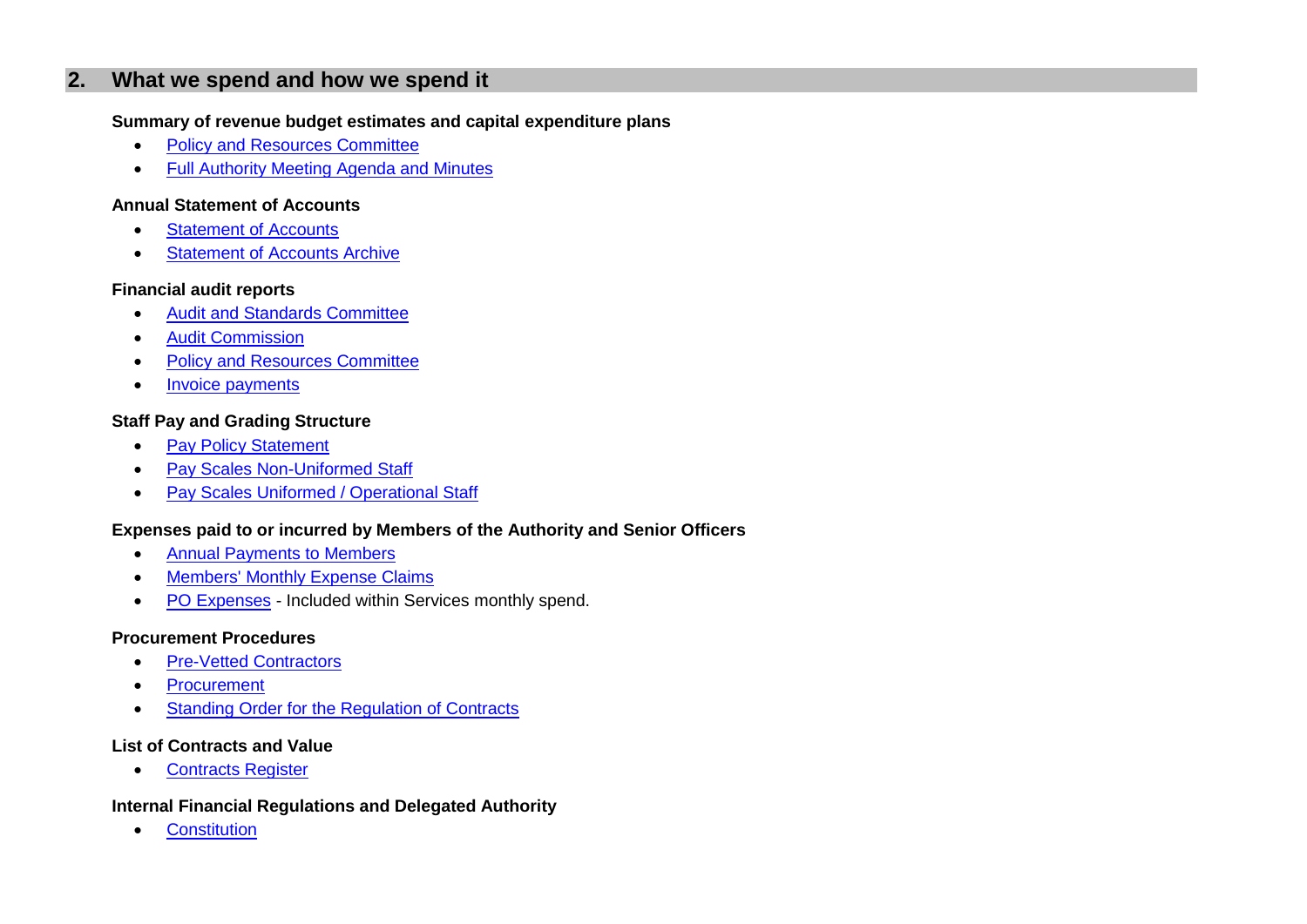## 2. What we spend and how we spend it

### Summary of revenue budget estimates and capital expenditure plans

- Policy and Resources Committee
- Full Authority Meeting Agenda and Minutes

### Annual Statement of Accounts

- Statement of Accounts
- Statement of Accounts Archive

### Financial audit reports

- Audit and Standards Committee
- Audit Commission
- Policy and Resources Committee
- Invoice payments

### Staff Pay and Grading Structure

- Pay Policy Statement
- Pay Scales Non-Uniformed Staff
- Pay Scales Uniformed / Operational Staff

### Expenses paid to or incurred by Members of the Authority and Senior Officers

- Annual Payments to Members
- Members' Monthly Expense Claims
- PO Expenses - Included within Services monthly spend.

### Procurement Procedures

- Pre-Vetted Contractors
- Procurement
- Standing Order for the Regulation of Contracts

### List of Contracts and Value

- Contracts Register

### Internal Financial Regulations and Delegated Authority

- Constitution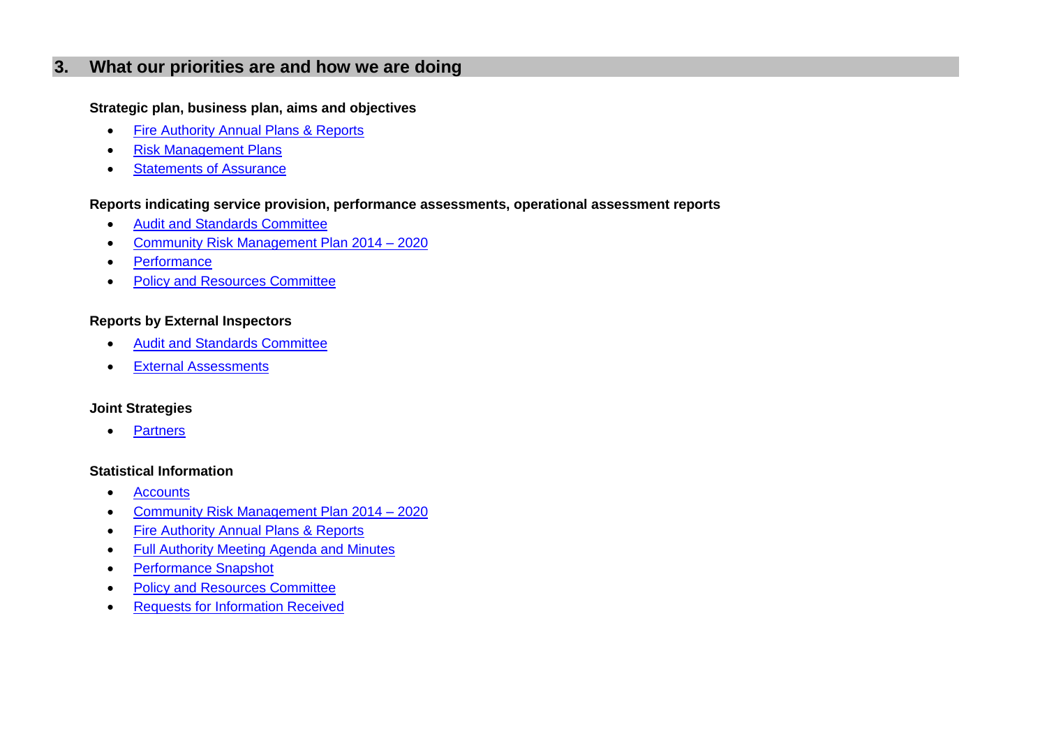## 3. What our priorities are and how we are doing

**Strategic plan, business plan, aims and objectives**

- Fire Authority Annual Plans & Reports
- Risk Management Plans
- Statements of Assurance

**Reports indicating service provision, performance assessments, operational assessment reports**

- Audit and Standards Committee
- Community Risk Management Plan 2014 – 2020
- Performance
- Policy and Resources Committee

**Reports by External Inspectors**

- Audit and Standards Committee
- External Assessments

**Joint Strategies**

- Partners

**Statistical Information**

- Accounts
- Community Risk Management Plan 2014 – 2020
- Fire Authority Annual Plans & Reports
- Full Authority Meeting Agenda and Minutes
- Performance Snapshot
- Policy and Resources Committee
- Requests for Information Received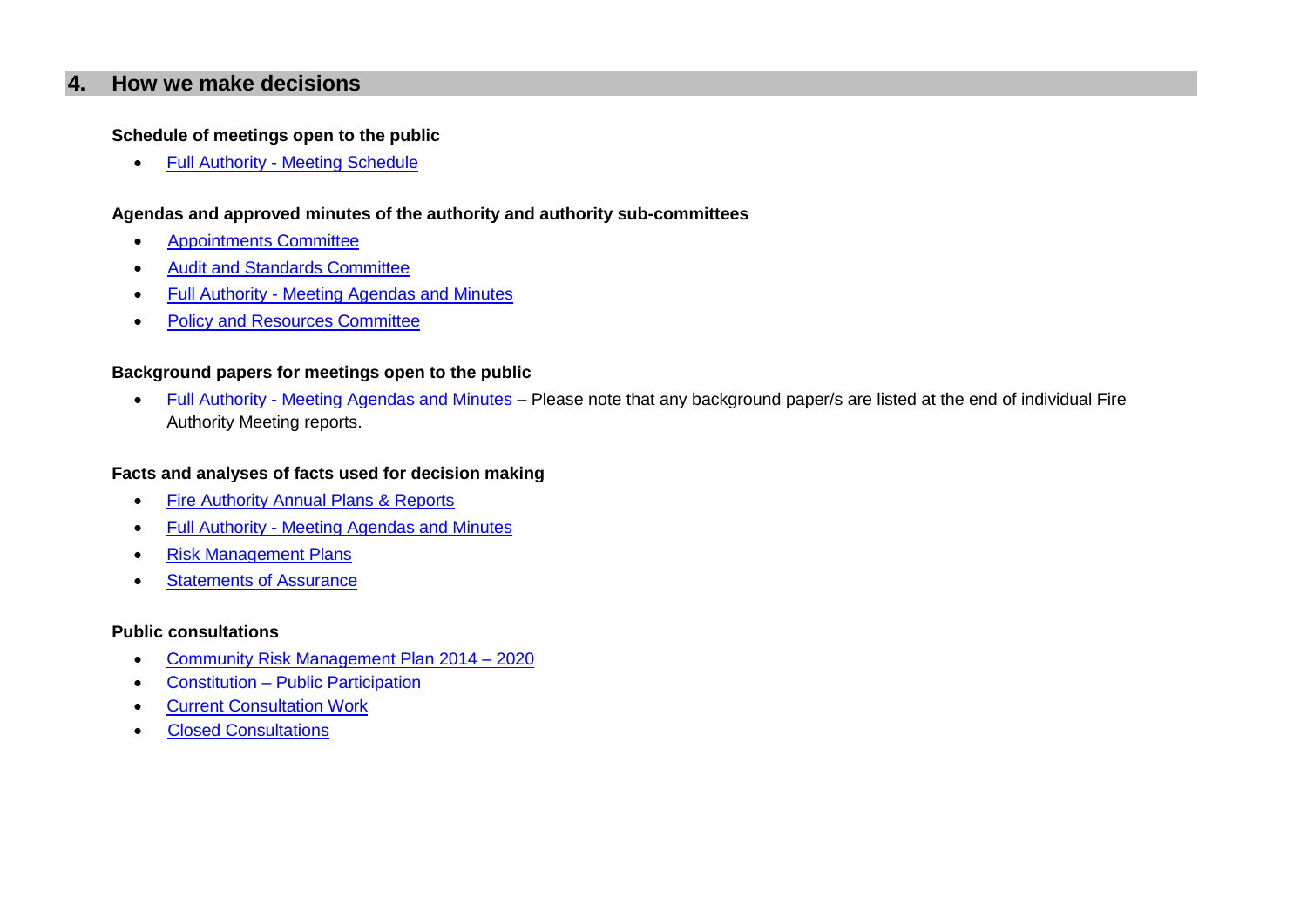## 4. How we make decisions

**Schedule of meetings open to the public**

- Full Authority - Meeting Schedule

**Agendas and approved minutes of the authority and authority sub-committees**

- Appointments Committee
- Audit and Standards Committee
- Full Authority - Meeting Agendas and Minutes
- Policy and Resources Committee

**Background papers for meetings open to the public**

- Full Authority - Meeting Agendas and Minutes – Please note that any background paper/s are listed at the end of individual Fire Authority Meeting reports.

**Facts and analyses of facts used for decision making**

- Fire Authority Annual Plans & Reports
- Full Authority - Meeting Agendas and Minutes
- Risk Management Plans
- Statements of Assurance

**Public consultations**

- Community Risk Management Plan 2014 – 2020
- Constitution – Public Participation
- Current Consultation Work
- Closed Consultations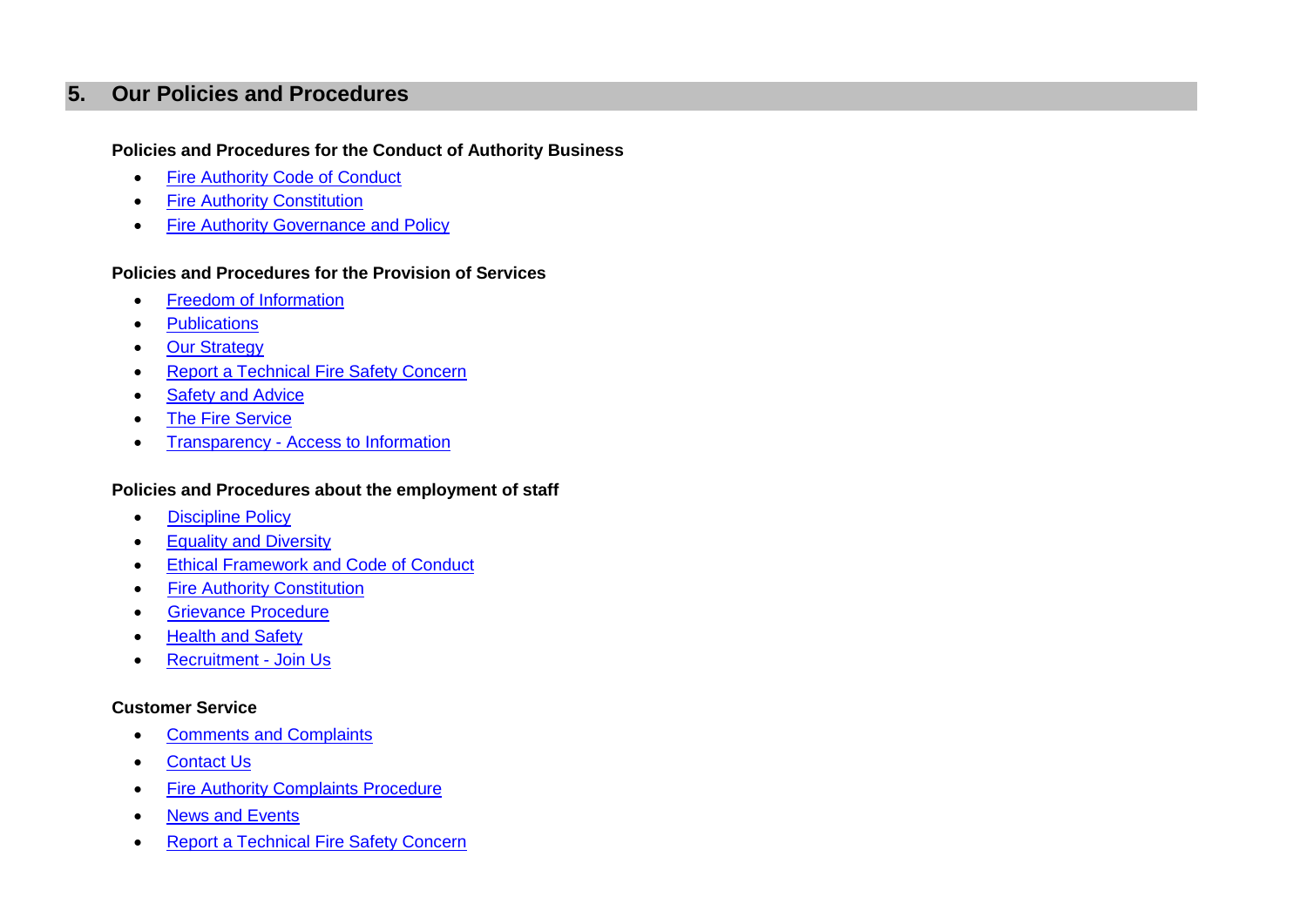## 5. Our Policies and Procedures

**Policies and Procedures for the Conduct of Authority Business**

- Fire Authority Code of Conduct
- Fire Authority Constitution
- Fire Authority Governance and Policy

**Policies and Procedures for the Provision of Services**

- Freedom of Information
- Publications
- Our Strategy
- Report a Technical Fire Safety Concern
- Safety and Advice
- The Fire Service
- Transparency - Access to Information

**Policies and Procedures about the employment of staff**

- Discipline Policy
- Equality and Diversity
- Ethical Framework and Code of Conduct
- Fire Authority Constitution
- Grievance Procedure
- Health and Safety
- Recruitment - Join Us

**Customer Service**

- Comments and Complaints
- Contact Us
- Fire Authority Complaints Procedure
- News and Events
- Report a Technical Fire Safety Concern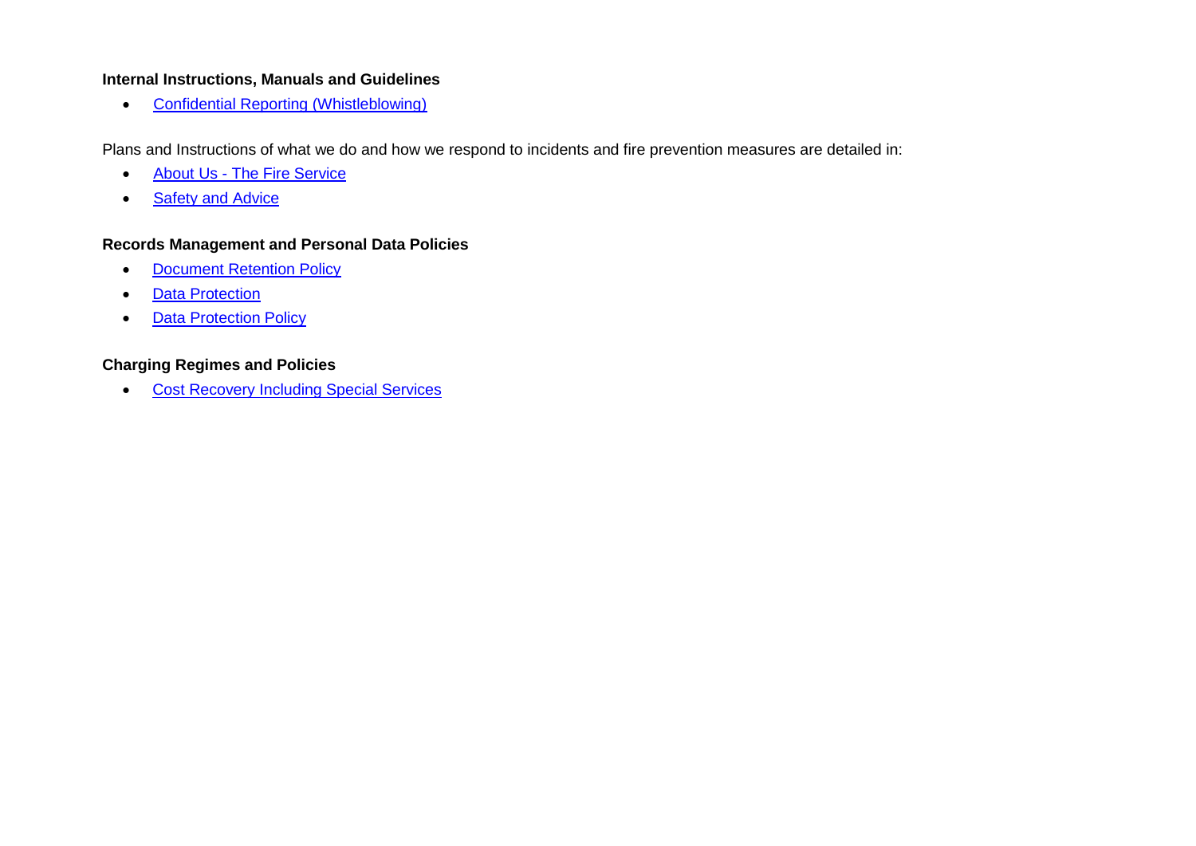**Internal Instructions, Manuals and Guidelines**

- Confidential Reporting (Whistleblowing)

Plans and Instructions of what we do and how we respond to incidents and fire prevention measures are detailed in:

- About Us - The Fire Service
- Safety and Advice

**Records Management and Personal Data Policies**

- Document Retention Policy
- Data Protection
- Data Protection Policy

**Charging Regimes and Policies**

- Cost Recovery Including Special Services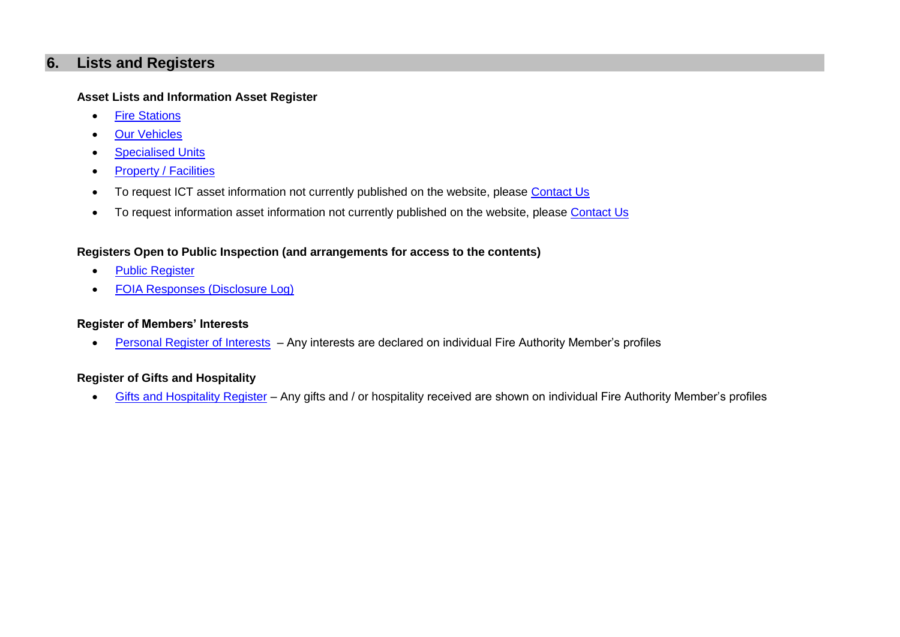## 6. Lists and Registers

**Asset Lists and Information Asset Register**

- Fire Stations
- Our Vehicles
- Specialised Units
- Property / Facilities
- To request ICT asset information not currently published on the website, please Contact Us
- To request information asset information not currently published on the website, please Contact Us

**Registers Open to Public Inspection (and arrangements for access to the contents)**

- Public Register
- FOIA Responses (Disclosure Log)

**Register of Members' Interests**

- Personal Register of Interests – Any interests are declared on individual Fire Authority Member's profiles

**Register of Gifts and Hospitality**

- Gifts and Hospitality Register – Any gifts and / or hospitality received are shown on individual Fire Authority Member's profiles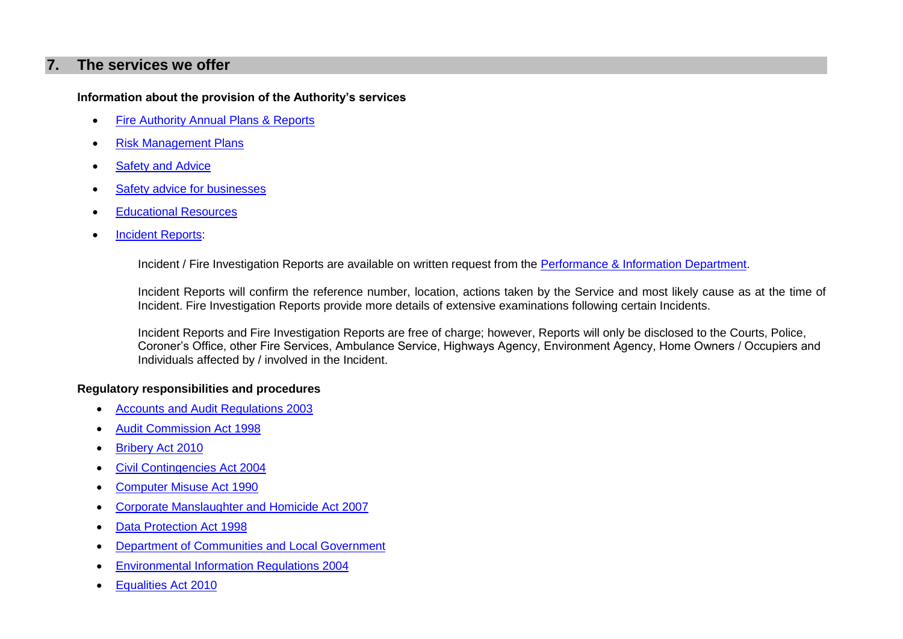## 7. The services we offer

**Information about the provision of the Authority's services**

- Fire Authority Annual Plans & Reports
- Risk Management Plans
- Safety and Advice
- Safety advice for businesses
- Educational Resources
- Incident Reports:

  Incident / Fire Investigation Reports are available on written request from the Performance & Information Department.

  Incident Reports will confirm the reference number, location, actions taken by the Service and most likely cause as at the time of Incident. Fire Investigation Reports provide more details of extensive examinations following certain Incidents.

  Incident Reports and Fire Investigation Reports are free of charge; however, Reports will only be disclosed to the Courts, Police, Coroner's Office, other Fire Services, Ambulance Service, Highways Agency, Environment Agency, Home Owners / Occupiers and Individuals affected by / involved in the Incident.

**Regulatory responsibilities and procedures**

- Accounts and Audit Regulations 2003
- Audit Commission Act 1998
- Bribery Act 2010
- Civil Contingencies Act 2004
- Computer Misuse Act 1990
- Corporate Manslaughter and Homicide Act 2007
- Data Protection Act 1998
- Department of Communities and Local Government
- Environmental Information Regulations 2004
- Equalities Act 2010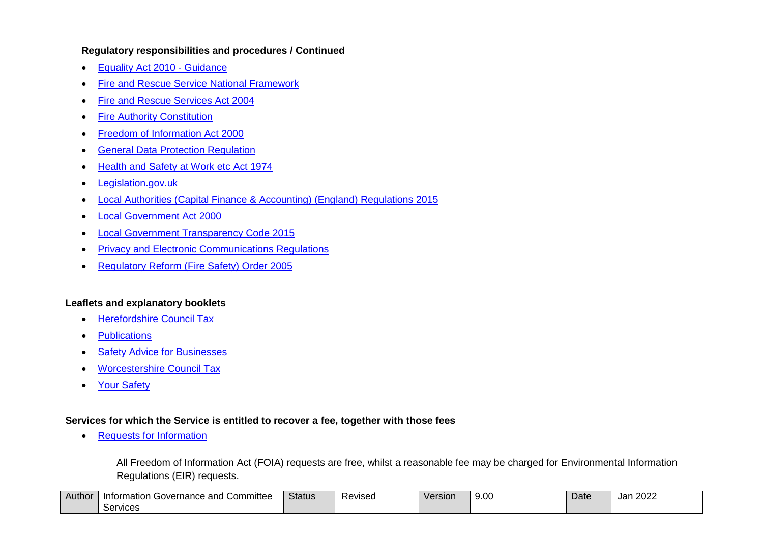**Regulatory responsibilities and procedures / Continued**

- Equality Act 2010 - Guidance
- Fire and Rescue Service National Framework
- Fire and Rescue Services Act 2004
- Fire Authority Constitution
- Freedom of Information Act 2000
- General Data Protection Regulation
- Health and Safety at Work etc Act 1974
- Legislation.gov.uk
- Local Authorities (Capital Finance & Accounting) (England) Regulations 2015
- Local Government Act 2000
- Local Government Transparency Code 2015
- Privacy and Electronic Communications Regulations
- Regulatory Reform (Fire Safety) Order 2005

**Leaflets and explanatory booklets**

- Herefordshire Council Tax
- Publications
- Safety Advice for Businesses
- Worcestershire Council Tax
- Your Safety

**Services for which the Service is entitled to recover a fee, together with those fees**

- Requests for Information

All Freedom of Information Act (FOIA) requests are free, whilst a reasonable fee may be charged for Environmental Information Regulations (EIR) requests.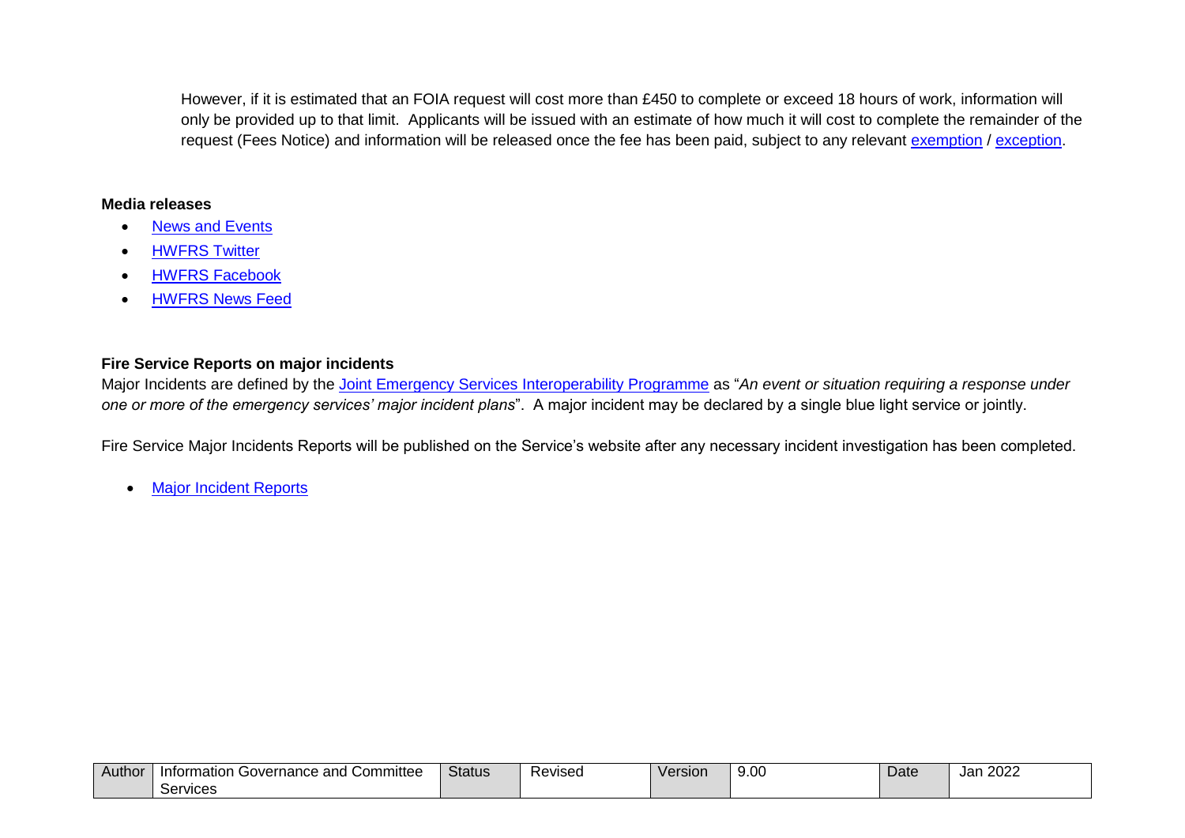However, if it is estimated that an FOIA request will cost more than £450 to complete or exceed 18 hours of work, information will only be provided up to that limit. Applicants will be issued with an estimate of how much it will cost to complete the remainder of the request (Fees Notice) and information will be released once the fee has been paid, subject to any relevant exemption / exception.

**Media releases**

- News and Events
- HWFRS Twitter
- HWFRS Facebook
- HWFRS News Feed

**Fire Service Reports on major incidents**

Major Incidents are defined by the Joint Emergency Services Interoperability Programme as "*An event or situation requiring a response under one or more of the emergency services' major incident plans*". A major incident may be declared by a single blue light service or jointly.

Fire Service Major Incidents Reports will be published on the Service's website after any necessary incident investigation has been completed.

- Major Incident Reports